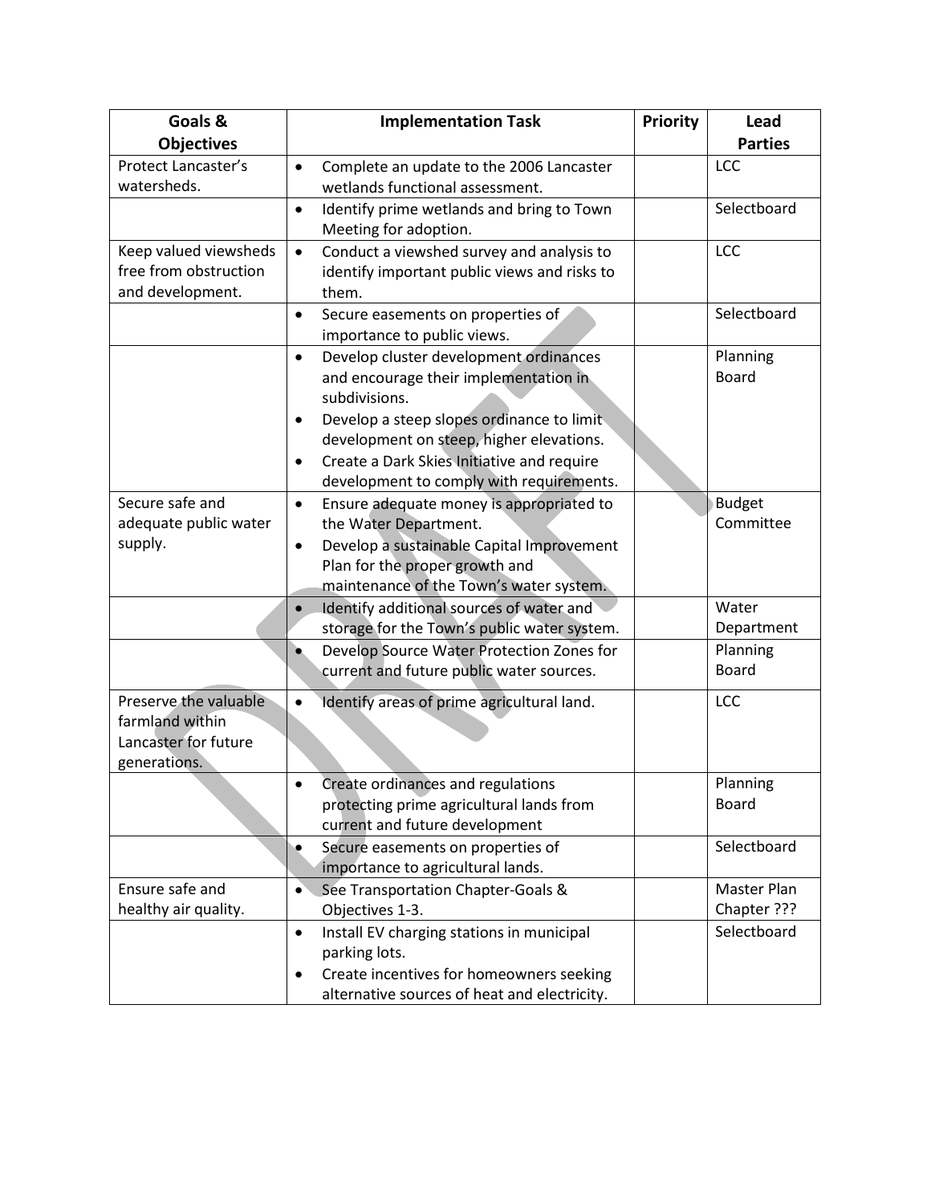| Goals & Objectives | Implementation Task | Priority | Lead Parties |
|---|---|---|---|
| Protect Lancaster's watersheds. | • Complete an update to the 2006 Lancaster wetlands functional assessment. | | LCC |
| | • Identify prime wetlands and bring to Town Meeting for adoption. | | Selectboard |
| Keep valued viewsheds free from obstruction and development. | • Conduct a viewshed survey and analysis to identify important public views and risks to them. | | LCC |
| | • Secure easements on properties of importance to public views. | | Selectboard |
| | • Develop cluster development ordinances and encourage their implementation in subdivisions.<br>• Develop a steep slopes ordinance to limit development on steep, higher elevations.<br>• Create a Dark Skies Initiative and require development to comply with requirements. | | Planning Board |
| Secure safe and adequate public water supply. | • Ensure adequate money is appropriated to the Water Department.<br>• Develop a sustainable Capital Improvement Plan for the proper growth and maintenance of the Town's water system. | | Budget Committee |
| | • Identify additional sources of water and storage for the Town's public water system. | | Water Department |
| | • Develop Source Water Protection Zones for current and future public water sources. | | Planning Board |
| Preserve the valuable farmland within Lancaster for future generations. | • Identify areas of prime agricultural land. | | LCC |
| | • Create ordinances and regulations protecting prime agricultural lands from current and future development | | Planning Board |
| | • Secure easements on properties of importance to agricultural lands. | | Selectboard |
| Ensure safe and healthy air quality. | • See Transportation Chapter-Goals & Objectives 1-3. | | Master Plan Chapter ??? |
| | • Install EV charging stations in municipal parking lots.<br>• Create incentives for homeowners seeking alternative sources of heat and electricity. | | Selectboard |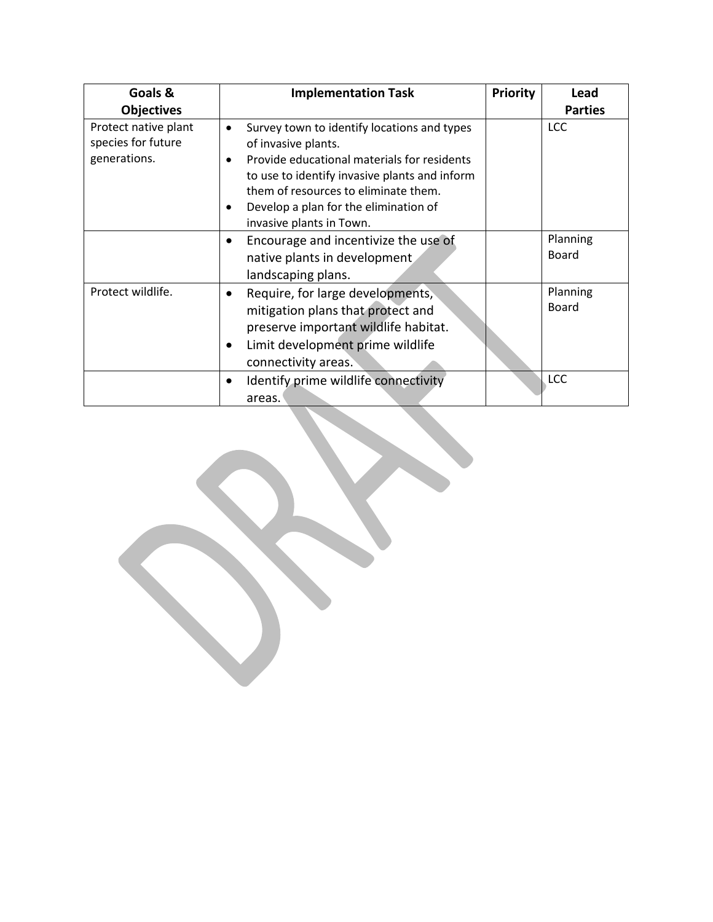| Goals & Objectives | Implementation Task | Priority | Lead Parties |
| --- | --- | --- | --- |
| Protect native plant species for future generations. | • Survey town to identify locations and types of invasive plants.<br>• Provide educational materials for residents to use to identify invasive plants and inform them of resources to eliminate them.<br>• Develop a plan for the elimination of invasive plants in Town. | | LCC |
| | • Encourage and incentivize the use of native plants in development landscaping plans. | | Planning Board |
| Protect wildlife. | • Require, for large developments, mitigation plans that protect and preserve important wildlife habitat.<br>• Limit development prime wildlife connectivity areas. | | Planning Board |
| | • Identify prime wildlife connectivity areas. | | LCC |